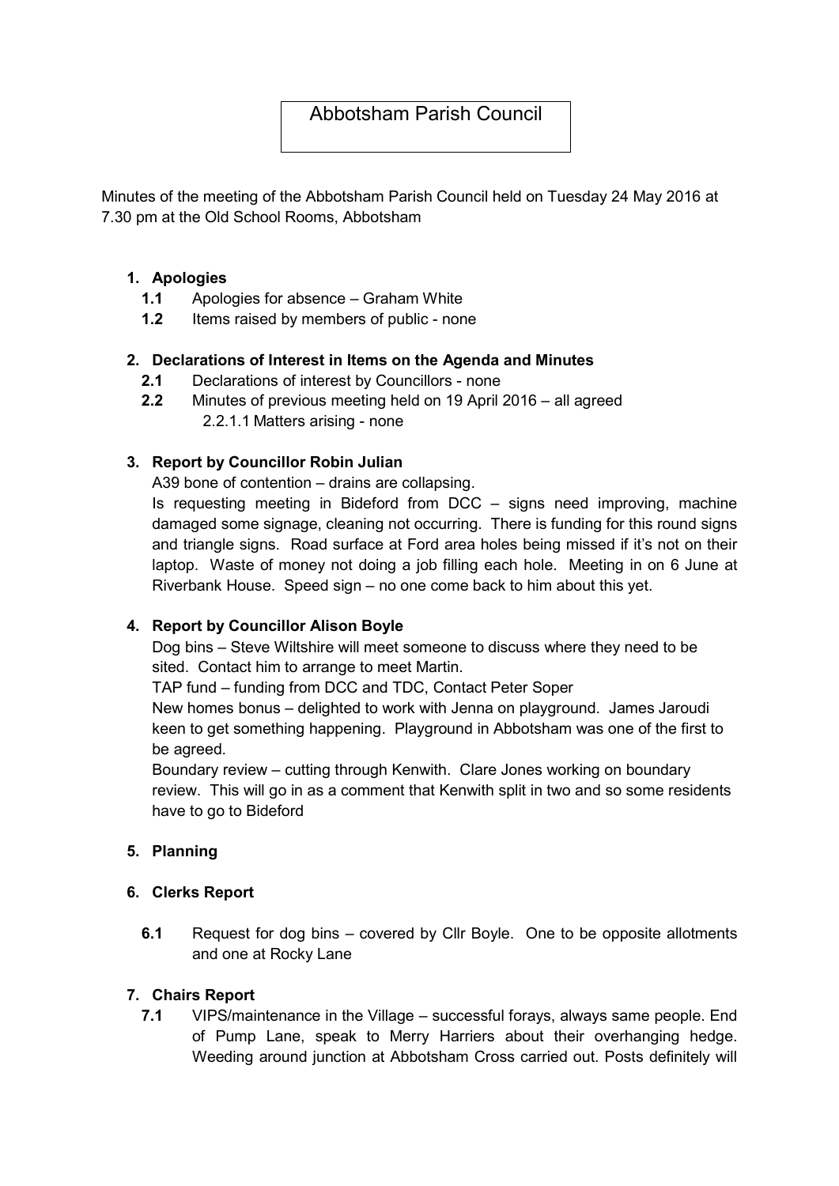# Abbotsham Parish Council

Minutes of the meeting of the Abbotsham Parish Council held on Tuesday 24 May 2016 at 7.30 pm at the Old School Rooms, Abbotsham

1. **Apologies**
   - **1.1** Apologies for absence – Graham White
   - **1.2** Items raised by members of public - none

2. **Declarations of Interest in Items on the Agenda and Minutes**
   - **2.1** Declarations of interest by Councillors - none
   - **2.2** Minutes of previous meeting held on 19 April 2016 – all agreed
     - 2.2.1.1 Matters arising - none

3. **Report by Councillor Robin Julian**

   A39 bone of contention – drains are collapsing.

   Is requesting meeting in Bideford from DCC – signs need improving, machine damaged some signage, cleaning not occurring. There is funding for this round signs and triangle signs. Road surface at Ford area holes being missed if it's not on their laptop. Waste of money not doing a job filling each hole. Meeting in on 6 June at Riverbank House. Speed sign – no one come back to him about this yet.

4. **Report by Councillor Alison Boyle**

   Dog bins – Steve Wiltshire will meet someone to discuss where they need to be sited. Contact him to arrange to meet Martin.

   TAP fund – funding from DCC and TDC, Contact Peter Soper

   New homes bonus – delighted to work with Jenna on playground. James Jaroudi keen to get something happening. Playground in Abbotsham was one of the first to be agreed.

   Boundary review – cutting through Kenwith. Clare Jones working on boundary review. This will go in as a comment that Kenwith split in two and so some residents have to go to Bideford

5. **Planning**

6. **Clerks Report**
   - **6.1** Request for dog bins – covered by Cllr Boyle. One to be opposite allotments and one at Rocky Lane

7. **Chairs Report**
   - **7.1** VIPS/maintenance in the Village – successful forays, always same people. End of Pump Lane, speak to Merry Harriers about their overhanging hedge. Weeding around junction at Abbotsham Cross carried out. Posts definitely will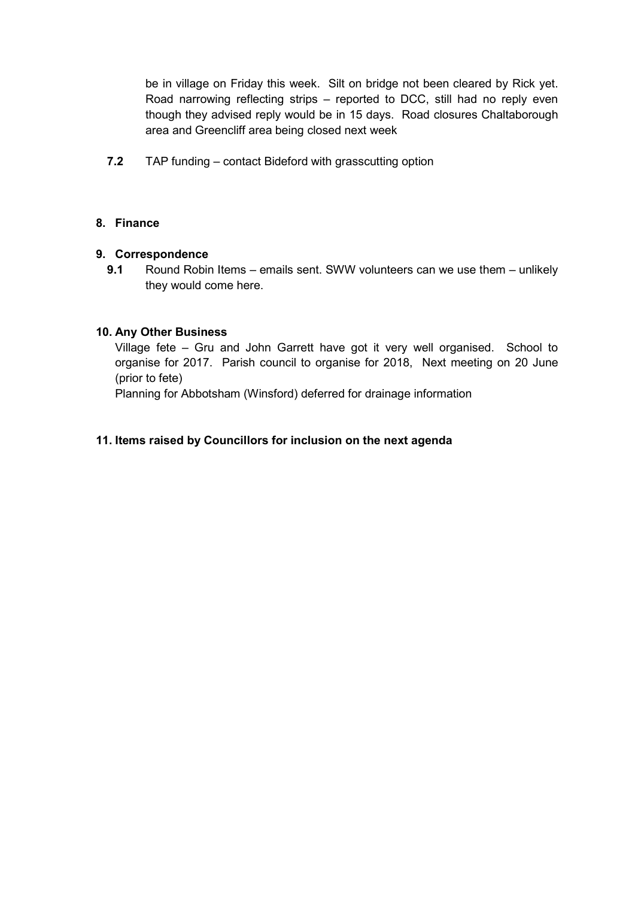be in village on Friday this week. Silt on bridge not been cleared by Rick yet. Road narrowing reflecting strips – reported to DCC, still had no reply even though they advised reply would be in 15 days. Road closures Chaltaborough area and Greencliff area being closed next week

**7.2** TAP funding – contact Bideford with grasscutting option

**8. Finance**

**9. Correspondence**

**9.1** Round Robin Items – emails sent. SWW volunteers can we use them – unlikely they would come here.

**10. Any Other Business**

Village fete – Gru and John Garrett have got it very well organised. School to organise for 2017. Parish council to organise for 2018, Next meeting on 20 June (prior to fete)

Planning for Abbotsham (Winsford) deferred for drainage information

**11. Items raised by Councillors for inclusion on the next agenda**